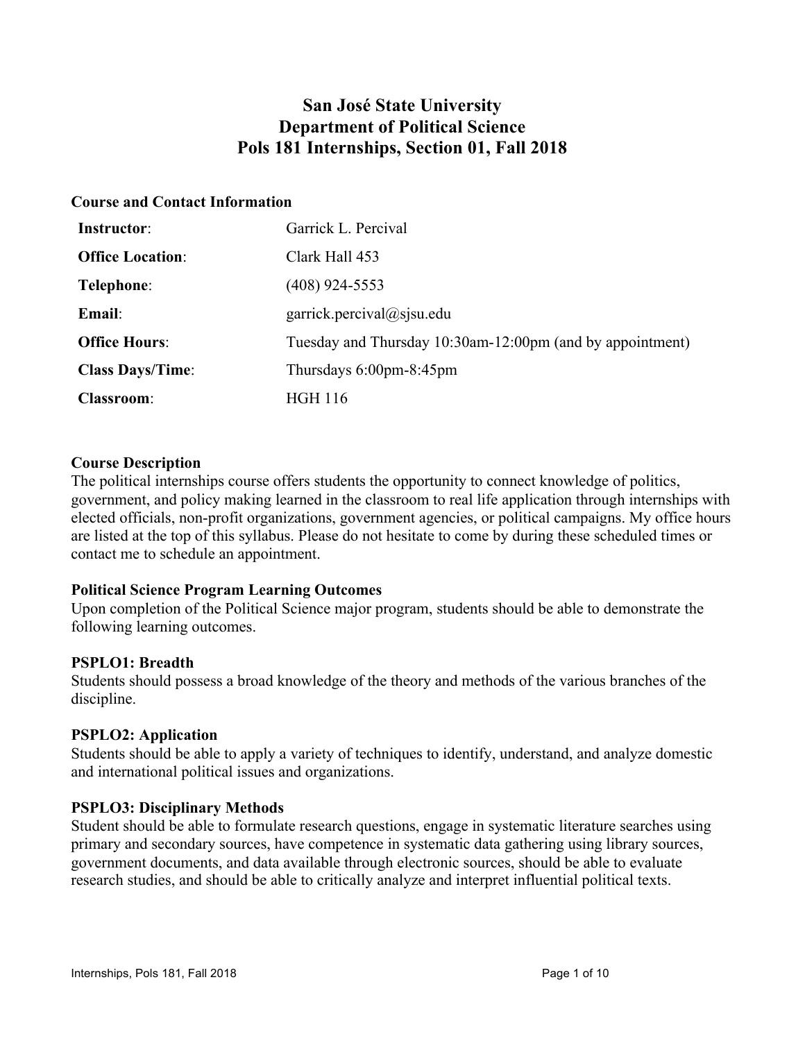# San José State University
# Department of Political Science
# Pols 181 Internships, Section 01, Fall 2018

## Course and Contact Information

| | |
|---|---|
| **Instructor**: | Garrick L. Percival |
| **Office Location**: | Clark Hall 453 |
| **Telephone**: | (408) 924-5553 |
| **Email**: | garrick.percival@sjsu.edu |
| **Office Hours**: | Tuesday and Thursday 10:30am-12:00pm (and by appointment) |
| **Class Days/Time**: | Thursdays 6:00pm-8:45pm |
| **Classroom**: | HGH 116 |

## Course Description

The political internships course offers students the opportunity to connect knowledge of politics, government, and policy making learned in the classroom to real life application through internships with elected officials, non-profit organizations, government agencies, or political campaigns. My office hours are listed at the top of this syllabus. Please do not hesitate to come by during these scheduled times or contact me to schedule an appointment.

## Political Science Program Learning Outcomes

Upon completion of the Political Science major program, students should be able to demonstrate the following learning outcomes.

### PSPLO1: Breadth

Students should possess a broad knowledge of the theory and methods of the various branches of the discipline.

### PSPLO2: Application

Students should be able to apply a variety of techniques to identify, understand, and analyze domestic and international political issues and organizations.

### PSPLO3: Disciplinary Methods

Student should be able to formulate research questions, engage in systematic literature searches using primary and secondary sources, have competence in systematic data gathering using library sources, government documents, and data available through electronic sources, should be able to evaluate research studies, and should be able to critically analyze and interpret influential political texts.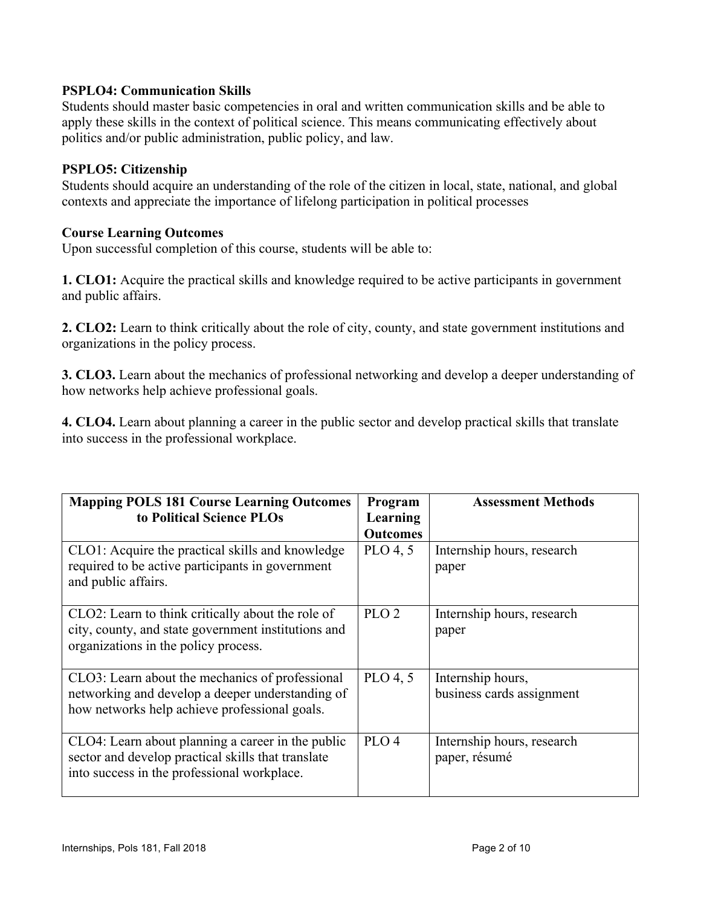**PSPLO4: Communication Skills**
Students should master basic competencies in oral and written communication skills and be able to apply these skills in the context of political science. This means communicating effectively about politics and/or public administration, public policy, and law.

**PSPLO5: Citizenship**
Students should acquire an understanding of the role of the citizen in local, state, national, and global contexts and appreciate the importance of lifelong participation in political processes

**Course Learning Outcomes**
Upon successful completion of this course, students will be able to:

**1. CLO1:** Acquire the practical skills and knowledge required to be active participants in government and public affairs.

**2. CLO2:** Learn to think critically about the role of city, county, and state government institutions and organizations in the policy process.

**3. CLO3.** Learn about the mechanics of professional networking and develop a deeper understanding of how networks help achieve professional goals.

**4. CLO4.** Learn about planning a career in the public sector and develop practical skills that translate into success in the professional workplace.

| Mapping POLS 181 Course Learning Outcomes to Political Science PLOs | Program Learning Outcomes | Assessment Methods |
|---|---|---|
| CLO1: Acquire the practical skills and knowledge required to be active participants in government and public affairs. | PLO 4, 5 | Internship hours, research paper |
| CLO2: Learn to think critically about the role of city, county, and state government institutions and organizations in the policy process. | PLO 2 | Internship hours, research paper |
| CLO3: Learn about the mechanics of professional networking and develop a deeper understanding of how networks help achieve professional goals. | PLO 4, 5 | Internship hours, business cards assignment |
| CLO4: Learn about planning a career in the public sector and develop practical skills that translate into success in the professional workplace. | PLO 4 | Internship hours, research paper, résumé |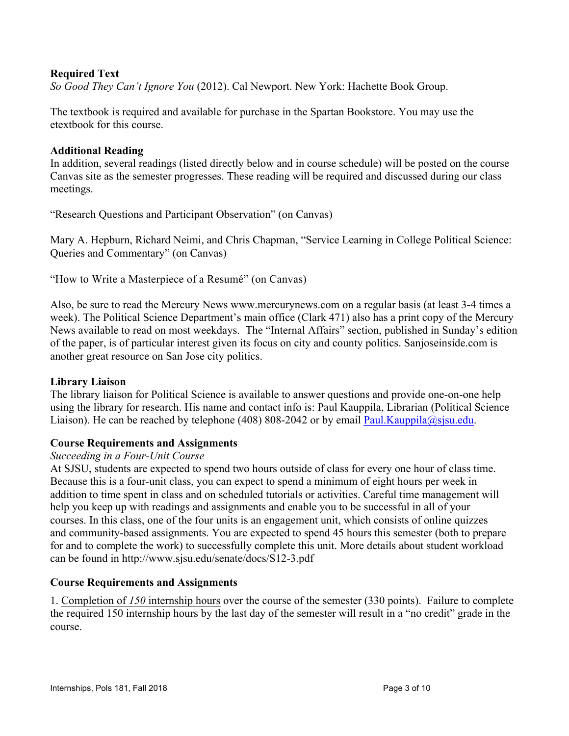**Required Text**

*So Good They Can't Ignore You* (2012). Cal Newport. New York: Hachette Book Group.

The textbook is required and available for purchase in the Spartan Bookstore. You may use the etextbook for this course.

**Additional Reading**

In addition, several readings (listed directly below and in course schedule) will be posted on the course Canvas site as the semester progresses. These reading will be required and discussed during our class meetings.

"Research Questions and Participant Observation" (on Canvas)

Mary A. Hepburn, Richard Neimi, and Chris Chapman, "Service Learning in College Political Science: Queries and Commentary" (on Canvas)

"How to Write a Masterpiece of a Resumé" (on Canvas)

Also, be sure to read the Mercury News www.mercurynews.com on a regular basis (at least 3-4 times a week). The Political Science Department's main office (Clark 471) also has a print copy of the Mercury News available to read on most weekdays. The "Internal Affairs" section, published in Sunday's edition of the paper, is of particular interest given its focus on city and county politics. Sanjoseinside.com is another great resource on San Jose city politics.

**Library Liaison**

The library liaison for Political Science is available to answer questions and provide one-on-one help using the library for research. His name and contact info is: Paul Kauppila, Librarian (Political Science Liaison). He can be reached by telephone (408) 808-2042 or by email [Paul.Kauppila@sjsu.edu](mailto:Paul.Kauppila@sjsu.edu).

**Course Requirements and Assignments**

*Succeeding in a Four-Unit Course*

At SJSU, students are expected to spend two hours outside of class for every one hour of class time. Because this is a four-unit class, you can expect to spend a minimum of eight hours per week in addition to time spent in class and on scheduled tutorials or activities. Careful time management will help you keep up with readings and assignments and enable you to be successful in all of your courses. In this class, one of the four units is an engagement unit, which consists of online quizzes and community-based assignments. You are expected to spend 45 hours this semester (both to prepare for and to complete the work) to successfully complete this unit. More details about student workload can be found in http://www.sjsu.edu/senate/docs/S12-3.pdf

**Course Requirements and Assignments**

1. Completion of *150* internship hours over the course of the semester (330 points). Failure to complete the required 150 internship hours by the last day of the semester will result in a "no credit" grade in the course.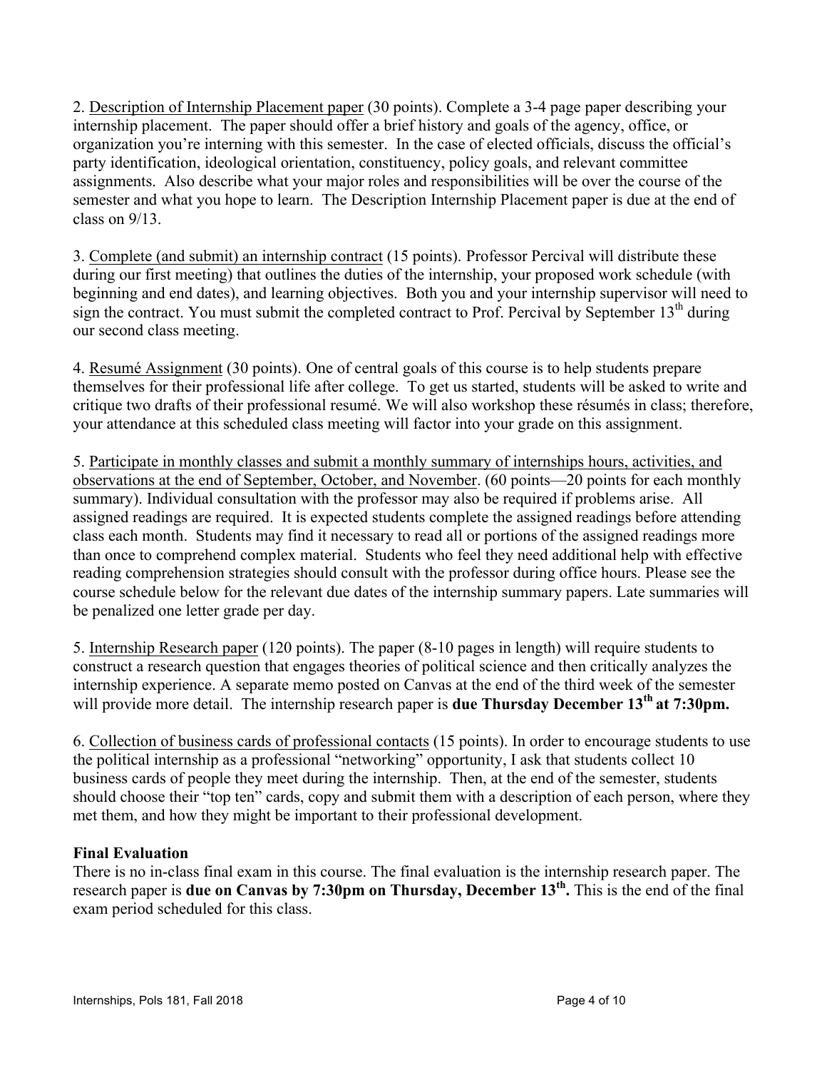2. Description of Internship Placement paper (30 points). Complete a 3-4 page paper describing your internship placement. The paper should offer a brief history and goals of the agency, office, or organization you're interning with this semester. In the case of elected officials, discuss the official's party identification, ideological orientation, constituency, policy goals, and relevant committee assignments. Also describe what your major roles and responsibilities will be over the course of the semester and what you hope to learn. The Description Internship Placement paper is due at the end of class on 9/13.

3. Complete (and submit) an internship contract (15 points). Professor Percival will distribute these during our first meeting) that outlines the duties of the internship, your proposed work schedule (with beginning and end dates), and learning objectives. Both you and your internship supervisor will need to sign the contract. You must submit the completed contract to Prof. Percival by September 13th during our second class meeting.

4. Resumé Assignment (30 points). One of central goals of this course is to help students prepare themselves for their professional life after college. To get us started, students will be asked to write and critique two drafts of their professional resumé. We will also workshop these résumés in class; therefore, your attendance at this scheduled class meeting will factor into your grade on this assignment.

5. Participate in monthly classes and submit a monthly summary of internships hours, activities, and observations at the end of September, October, and November. (60 points—20 points for each monthly summary). Individual consultation with the professor may also be required if problems arise. All assigned readings are required. It is expected students complete the assigned readings before attending class each month. Students may find it necessary to read all or portions of the assigned readings more than once to comprehend complex material. Students who feel they need additional help with effective reading comprehension strategies should consult with the professor during office hours. Please see the course schedule below for the relevant due dates of the internship summary papers. Late summaries will be penalized one letter grade per day.

5. Internship Research paper (120 points). The paper (8-10 pages in length) will require students to construct a research question that engages theories of political science and then critically analyzes the internship experience. A separate memo posted on Canvas at the end of the third week of the semester will provide more detail. The internship research paper is **due Thursday December 13th at 7:30pm.**

6. Collection of business cards of professional contacts (15 points). In order to encourage students to use the political internship as a professional "networking" opportunity, I ask that students collect 10 business cards of people they meet during the internship. Then, at the end of the semester, students should choose their "top ten" cards, copy and submit them with a description of each person, where they met them, and how they might be important to their professional development.

**Final Evaluation**

There is no in-class final exam in this course. The final evaluation is the internship research paper. The research paper is **due on Canvas by 7:30pm on Thursday, December 13th.** This is the end of the final exam period scheduled for this class.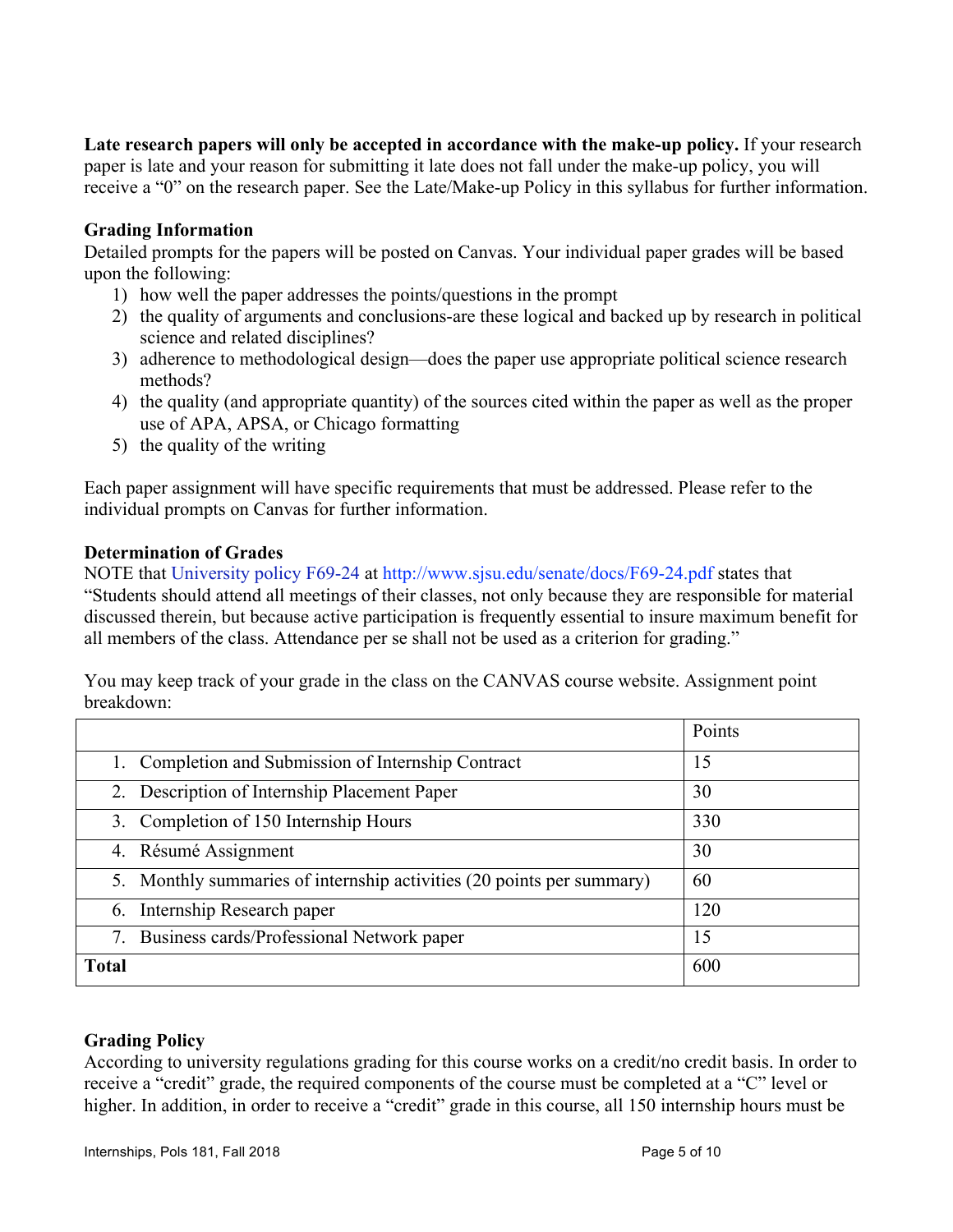**Late research papers will only be accepted in accordance with the make-up policy.** If your research paper is late and your reason for submitting it late does not fall under the make-up policy, you will receive a "0" on the research paper. See the Late/Make-up Policy in this syllabus for further information.

### Grading Information

Detailed prompts for the papers will be posted on Canvas. Your individual paper grades will be based upon the following:

1) how well the paper addresses the points/questions in the prompt
2) the quality of arguments and conclusions-are these logical and backed up by research in political science and related disciplines?
3) adherence to methodological design—does the paper use appropriate political science research methods?
4) the quality (and appropriate quantity) of the sources cited within the paper as well as the proper use of APA, APSA, or Chicago formatting
5) the quality of the writing

Each paper assignment will have specific requirements that must be addressed. Please refer to the individual prompts on Canvas for further information.

### Determination of Grades

NOTE that University policy F69-24 at http://www.sjsu.edu/senate/docs/F69-24.pdf states that "Students should attend all meetings of their classes, not only because they are responsible for material discussed therein, but because active participation is frequently essential to insure maximum benefit for all members of the class. Attendance per se shall not be used as a criterion for grading."

You may keep track of your grade in the class on the CANVAS course website. Assignment point breakdown:

| | Points |
|---|---|
| 1. Completion and Submission of Internship Contract | 15 |
| 2. Description of Internship Placement Paper | 30 |
| 3. Completion of 150 Internship Hours | 330 |
| 4. Résumé Assignment | 30 |
| 5. Monthly summaries of internship activities (20 points per summary) | 60 |
| 6. Internship Research paper | 120 |
| 7. Business cards/Professional Network paper | 15 |
| **Total** | 600 |

### Grading Policy

According to university regulations grading for this course works on a credit/no credit basis. In order to receive a "credit" grade, the required components of the course must be completed at a "C" level or higher. In addition, in order to receive a "credit" grade in this course, all 150 internship hours must be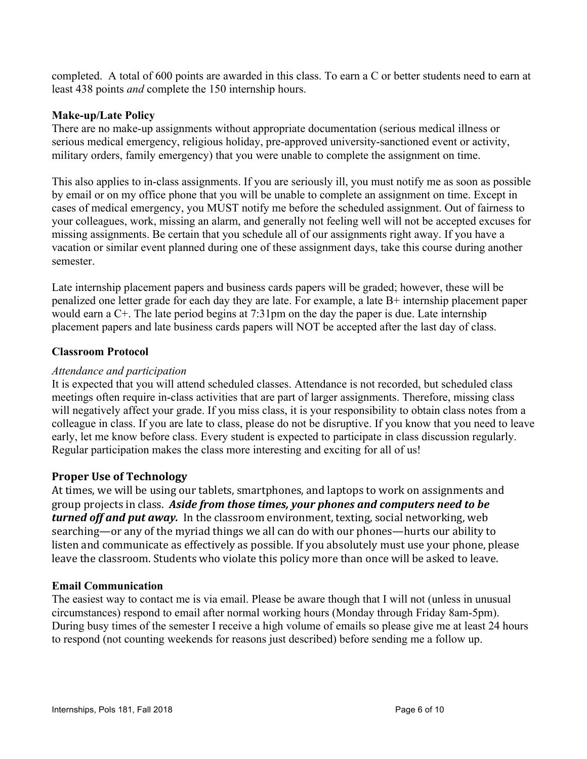completed. A total of 600 points are awarded in this class. To earn a C or better students need to earn at least 438 points *and* complete the 150 internship hours.

### Make-up/Late Policy

There are no make-up assignments without appropriate documentation (serious medical illness or serious medical emergency, religious holiday, pre-approved university-sanctioned event or activity, military orders, family emergency) that you were unable to complete the assignment on time.

This also applies to in-class assignments. If you are seriously ill, you must notify me as soon as possible by email or on my office phone that you will be unable to complete an assignment on time. Except in cases of medical emergency, you MUST notify me before the scheduled assignment. Out of fairness to your colleagues, work, missing an alarm, and generally not feeling well will not be accepted excuses for missing assignments. Be certain that you schedule all of our assignments right away. If you have a vacation or similar event planned during one of these assignment days, take this course during another semester.

Late internship placement papers and business cards papers will be graded; however, these will be penalized one letter grade for each day they are late. For example, a late B+ internship placement paper would earn a C+. The late period begins at 7:31pm on the day the paper is due. Late internship placement papers and late business cards papers will NOT be accepted after the last day of class.

### Classroom Protocol

*Attendance and participation*

It is expected that you will attend scheduled classes. Attendance is not recorded, but scheduled class meetings often require in-class activities that are part of larger assignments. Therefore, missing class will negatively affect your grade. If you miss class, it is your responsibility to obtain class notes from a colleague in class. If you are late to class, please do not be disruptive. If you know that you need to leave early, let me know before class. Every student is expected to participate in class discussion regularly. Regular participation makes the class more interesting and exciting for all of us!

### Proper Use of Technology

At times, we will be using our tablets, smartphones, and laptops to work on assignments and group projects in class. ***Aside from those times, your phones and computers need to be turned off and put away.*** In the classroom environment, texting, social networking, web searching—or any of the myriad things we all can do with our phones—hurts our ability to listen and communicate as effectively as possible. If you absolutely must use your phone, please leave the classroom. Students who violate this policy more than once will be asked to leave.

### Email Communication

The easiest way to contact me is via email. Please be aware though that I will not (unless in unusual circumstances) respond to email after normal working hours (Monday through Friday 8am-5pm). During busy times of the semester I receive a high volume of emails so please give me at least 24 hours to respond (not counting weekends for reasons just described) before sending me a follow up.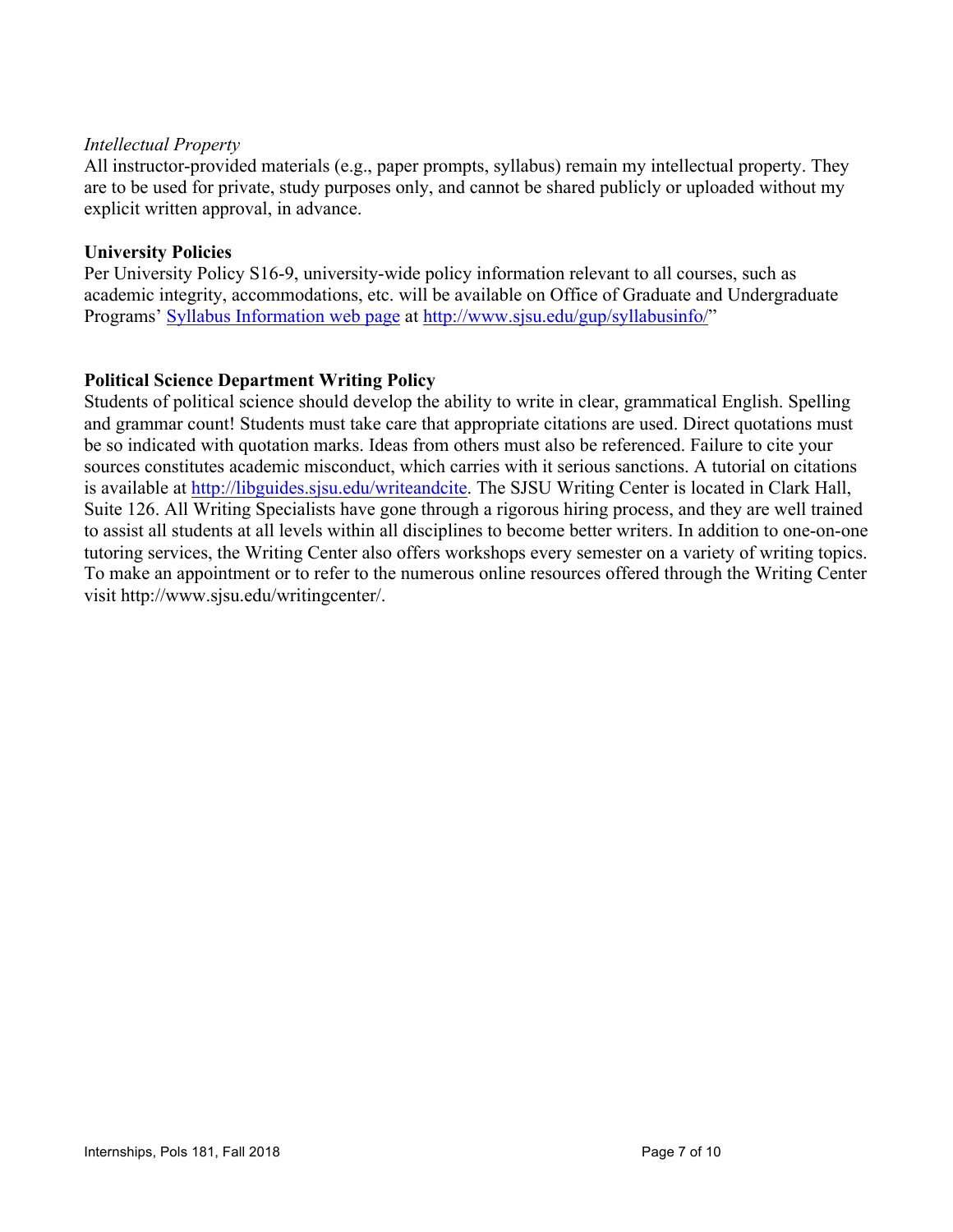*Intellectual Property*

All instructor-provided materials (e.g., paper prompts, syllabus) remain my intellectual property. They are to be used for private, study purposes only, and cannot be shared publicly or uploaded without my explicit written approval, in advance.

**University Policies**

Per University Policy S16-9, university-wide policy information relevant to all courses, such as academic integrity, accommodations, etc. will be available on Office of Graduate and Undergraduate Programs' [Syllabus Information web page](http://www.sjsu.edu/gup/syllabusinfo/) at [http://www.sjsu.edu/gup/syllabusinfo/](http://www.sjsu.edu/gup/syllabusinfo/)"

**Political Science Department Writing Policy**

Students of political science should develop the ability to write in clear, grammatical English. Spelling and grammar count! Students must take care that appropriate citations are used. Direct quotations must be so indicated with quotation marks. Ideas from others must also be referenced. Failure to cite your sources constitutes academic misconduct, which carries with it serious sanctions. A tutorial on citations is available at [http://libguides.sjsu.edu/writeandcite](http://libguides.sjsu.edu/writeandcite). The SJSU Writing Center is located in Clark Hall, Suite 126. All Writing Specialists have gone through a rigorous hiring process, and they are well trained to assist all students at all levels within all disciplines to become better writers. In addition to one-on-one tutoring services, the Writing Center also offers workshops every semester on a variety of writing topics. To make an appointment or to refer to the numerous online resources offered through the Writing Center visit http://www.sjsu.edu/writingcenter/.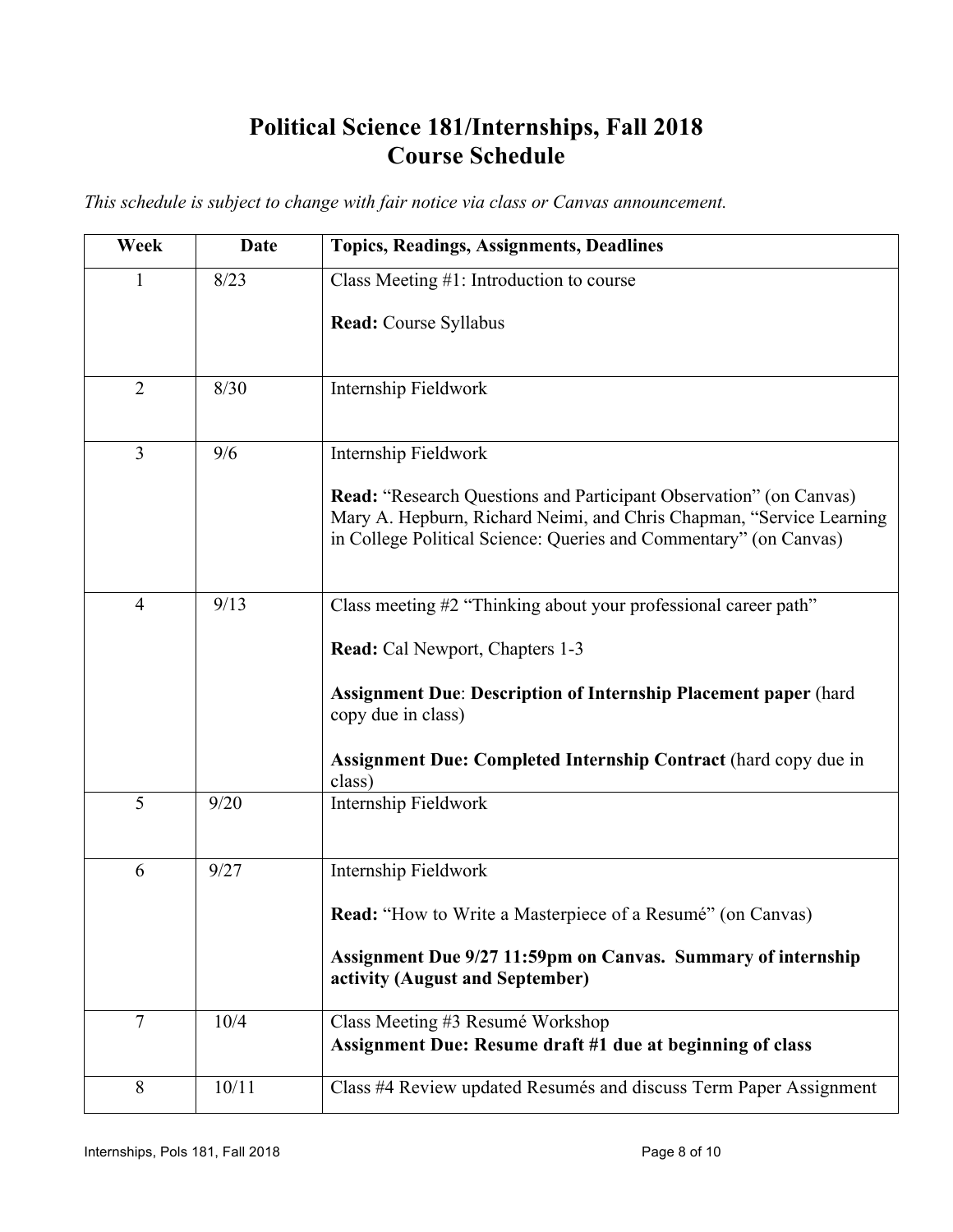# Political Science 181/Internships, Fall 2018
# Course Schedule

*This schedule is subject to change with fair notice via class or Canvas announcement.*

| Week | Date | Topics, Readings, Assignments, Deadlines |
|---|---|---|
| 1 | 8/23 | Class Meeting #1: Introduction to course<br><br>**Read:** Course Syllabus |
| 2 | 8/30 | Internship Fieldwork |
| 3 | 9/6 | Internship Fieldwork<br><br>**Read:** "Research Questions and Participant Observation" (on Canvas) Mary A. Hepburn, Richard Neimi, and Chris Chapman, "Service Learning in College Political Science: Queries and Commentary" (on Canvas) |
| 4 | 9/13 | Class meeting #2 "Thinking about your professional career path"<br><br>**Read:** Cal Newport, Chapters 1-3<br><br>**Assignment Due**: **Description of Internship Placement paper** (hard copy due in class)<br><br>**Assignment Due: Completed Internship Contract** (hard copy due in class) |
| 5 | 9/20 | Internship Fieldwork |
| 6 | 9/27 | Internship Fieldwork<br><br>**Read:** "How to Write a Masterpiece of a Resumé" (on Canvas)<br><br>**Assignment Due 9/27 11:59pm on Canvas. Summary of internship activity (August and September)** |
| 7 | 10/4 | Class Meeting #3 Resumé Workshop<br>**Assignment Due: Resume draft #1 due at beginning of class** |
| 8 | 10/11 | Class #4 Review updated Resumés and discuss Term Paper Assignment |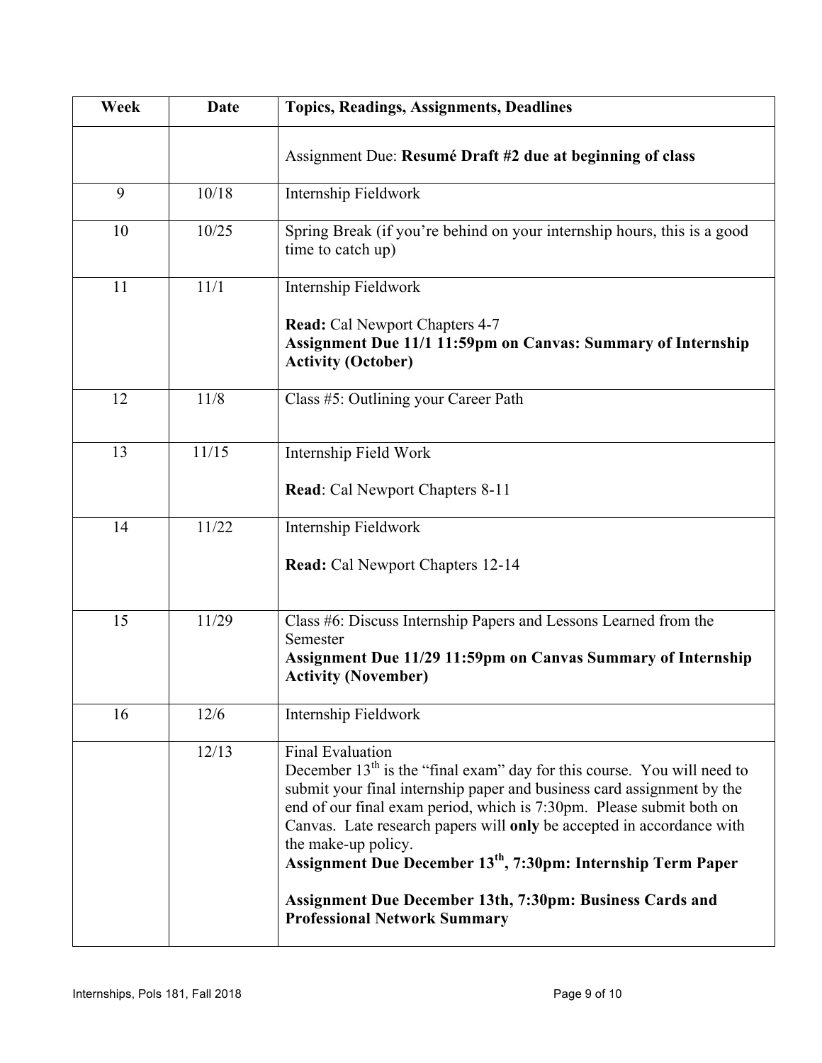| Week | Date | Topics, Readings, Assignments, Deadlines |
| --- | --- | --- |
| | | Assignment Due: **Resumé Draft #2 due at beginning of class** |
| 9 | 10/18 | Internship Fieldwork |
| 10 | 10/25 | Spring Break (if you're behind on your internship hours, this is a good time to catch up) |
| 11 | 11/1 | Internship Fieldwork<br><br>**Read:** Cal Newport Chapters 4-7<br>**Assignment Due 11/1 11:59pm on Canvas: Summary of Internship Activity (October)** |
| 12 | 11/8 | Class #5: Outlining your Career Path |
| 13 | 11/15 | Internship Field Work<br><br>**Read**: Cal Newport Chapters 8-11 |
| 14 | 11/22 | Internship Fieldwork<br><br>**Read:** Cal Newport Chapters 12-14 |
| 15 | 11/29 | Class #6: Discuss Internship Papers and Lessons Learned from the Semester<br>**Assignment Due 11/29 11:59pm on Canvas Summary of Internship Activity (November)** |
| 16 | 12/6 | Internship Fieldwork |
| | 12/13 | Final Evaluation<br>December 13th is the "final exam" day for this course. You will need to submit your final internship paper and business card assignment by the end of our final exam period, which is 7:30pm. Please submit both on Canvas. Late research papers will **only** be accepted in accordance with the make-up policy.<br>**Assignment Due December 13th, 7:30pm: Internship Term Paper**<br><br>**Assignment Due December 13th, 7:30pm: Business Cards and Professional Network Summary** |